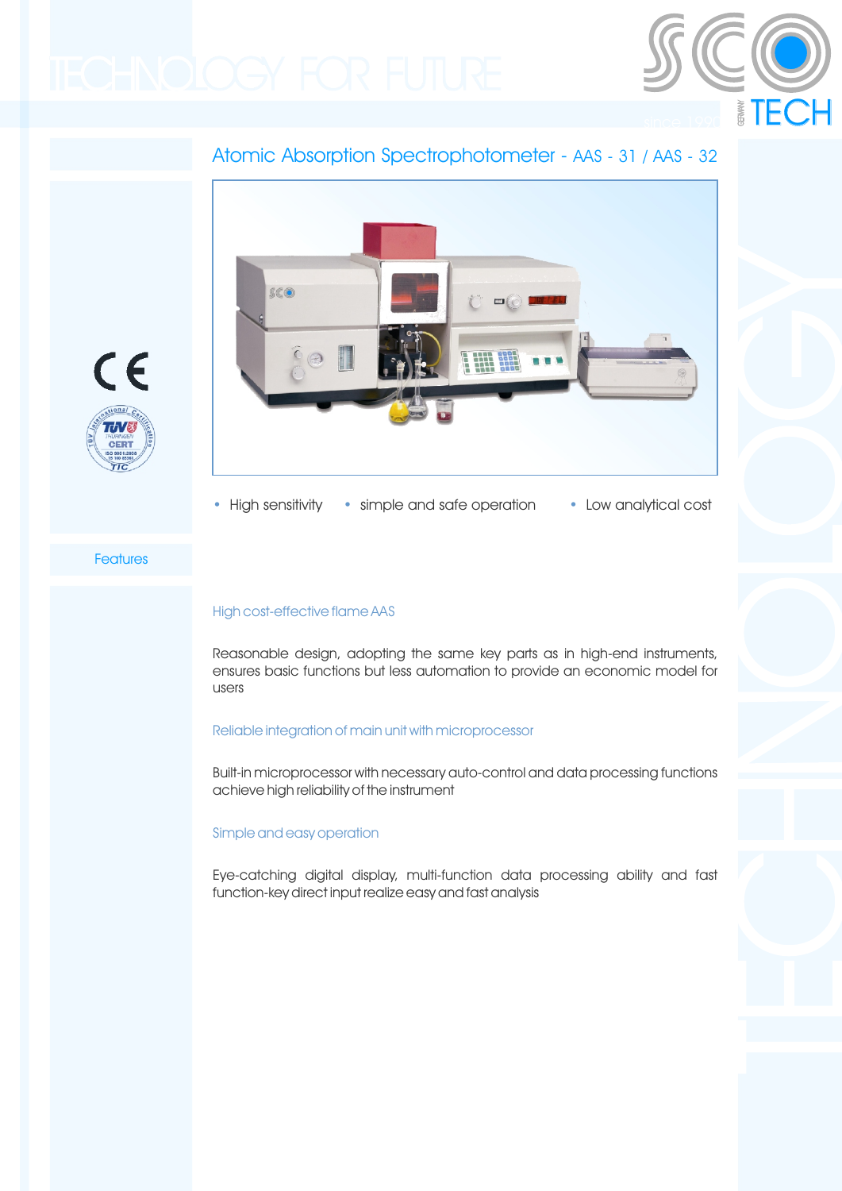# Atomic Absorption Spectrophotometer - AAS - 31 / AAS - 32

- High sensitivity
- simple and safe operation
- Low analytical cost

## Features

### High cost-effective flame AAS

Reasonable design, adopting the same key parts as in high-end instruments, ensures basic functions but less automation to provide an economic model for users

### Reliable integration of main unit with microprocessor

Built-in microprocessor with necessary auto-control and data processing functions achieve high reliability of the instrument

### Simple and easy operation

Eye-catching digital display, multi-function data processing ability and fast function-key direct input realize easy and fast analysis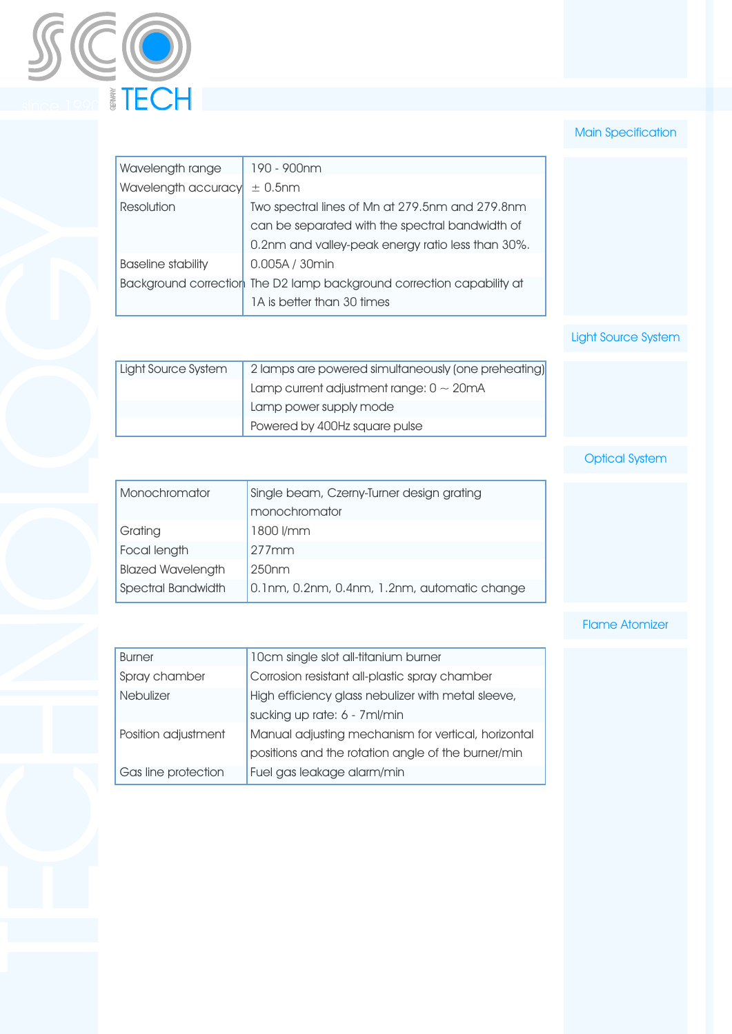## Main Specification

| | |
|---|---|
| Wavelength range | 190 - 900nm |
| Wavelength accuracy | ± 0.5nm |
| Resolution | Two spectral lines of Mn at 279.5nm and 279.8nm can be separated with the spectral bandwidth of 0.2nm and valley-peak energy ratio less than 30%. |
| Baseline stability | 0.005A / 30min |
| Background correction | The D2 lamp background correction capability at 1A is better than 30 times |

## Light Source System

| | |
|---|---|
| Light Source System | 2 lamps are powered simultaneously (one preheating) |
| | Lamp current adjustment range: 0 ~ 20mA |
| | Lamp power supply mode |
| | Powered by 400Hz square pulse |

## Optical System

| | |
|---|---|
| Monochromator | Single beam, Czerny-Turner design grating monochromator |
| Grating | 1800 l/mm |
| Focal length | 277mm |
| Blazed Wavelength | 250nm |
| Spectral Bandwidth | 0.1nm, 0.2nm, 0.4nm, 1.2nm, automatic change |

## Flame Atomizer

| | |
|---|---|
| Burner | 10cm single slot all-titanium burner |
| Spray chamber | Corrosion resistant all-plastic spray chamber |
| Nebulizer | High efficiency glass nebulizer with metal sleeve, sucking up rate: 6 - 7ml/min |
| Position adjustment | Manual adjusting mechanism for vertical, horizontal positions and the rotation angle of the burner/min |
| Gas line protection | Fuel gas leakage alarm/min |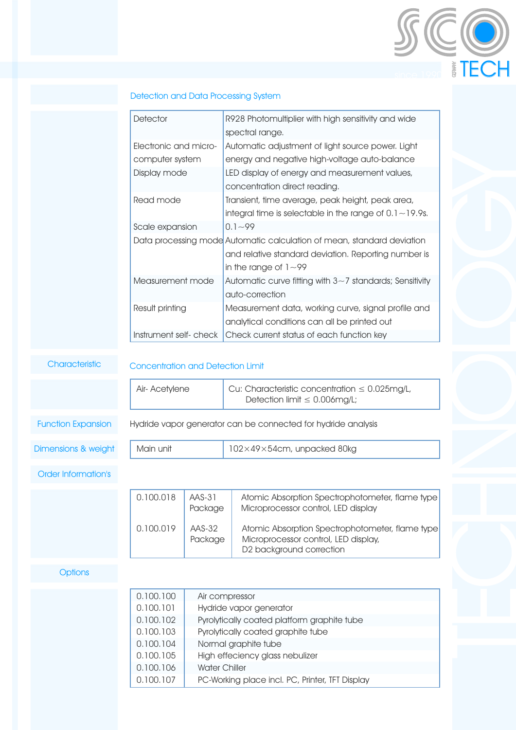## Detection and Data Processing System

| | |
|---|---|
| Detector | R928 Photomultiplier with high sensitivity and wide spectral range. |
| Electronic and micro-computer system | Automatic adjustment of light source power. Light energy and negative high-voltage auto-balance |
| Display mode | LED display of energy and measurement values, concentration direct reading. |
| Read mode | Transient, time average, peak height, peak area, integral time is selectable in the range of 0.1～19.9s. |
| Scale expansion | 0.1～99 |
| Data processing mode | Automatic calculation of mean, standard deviation and relative standard deviation. Reporting number is in the range of 1～99 |
| Measurement mode | Automatic curve fitting with 3～7 standards; Sensitivity auto-correction |
| Result printing | Measurement data, working curve, signal profile and analytical conditions can all be printed out |
| Instrument self- check | Check current status of each function key |

## Characteristic

### Concentration and Detection Limit

| | |
|---|---|
| Air- Acetylene | Cu: Characteristic concentration ≤ 0.025mg/L, Detection limit ≤ 0.006mg/L; |

## Function Expansion

Hydride vapor generator can be connected for hydride analysis

## Dimensions & weight

| | |
|---|---|
| Main unit | 102×49×54cm, unpacked 80kg |

## Order Information's

| | | |
|---|---|---|
| 0.100.018 | AAS-31 Package | Atomic Absorption Spectrophotometer, flame type Microprocessor control, LED display |
| 0.100.019 | AAS-32 Package | Atomic Absorption Spectrophotometer, flame type Microprocessor control, LED display, D2 background correction |

## Options

| | |
|---|---|
| 0.100.100 | Air compressor |
| 0.100.101 | Hydride vapor generator |
| 0.100.102 | Pyrolytically coated platform graphite tube |
| 0.100.103 | Pyrolytically coated graphite tube |
| 0.100.104 | Normal graphite tube |
| 0.100.105 | High effeciency glass nebulizer |
| 0.100.106 | Water Chiller |
| 0.100.107 | PC-Working place incl. PC, Printer, TFT Display |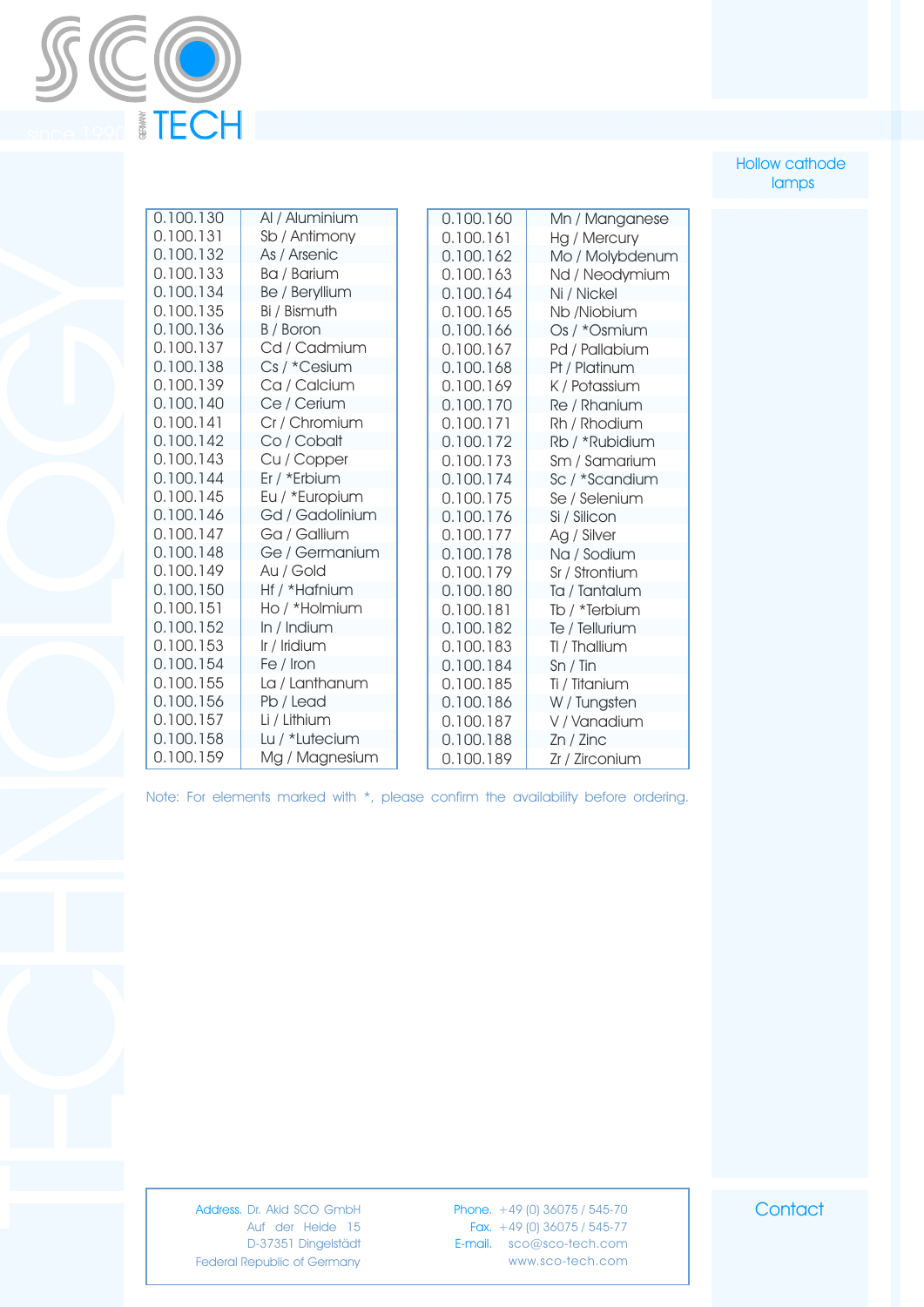## Hollow cathode lamps

| | |
|---|---|
| 0.100.130 | Al / Aluminium |
| 0.100.131 | Sb / Antimony |
| 0.100.132 | As / Arsenic |
| 0.100.133 | Ba / Barium |
| 0.100.134 | Be / Beryllium |
| 0.100.135 | Bi / Bismuth |
| 0.100.136 | B / Boron |
| 0.100.137 | Cd / Cadmium |
| 0.100.138 | Cs / *Cesium |
| 0.100.139 | Ca / Calcium |
| 0.100.140 | Ce / Cerium |
| 0.100.141 | Cr / Chromium |
| 0.100.142 | Co / Cobalt |
| 0.100.143 | Cu / Copper |
| 0.100.144 | Er / *Erbium |
| 0.100.145 | Eu / *Europium |
| 0.100.146 | Gd / Gadolinium |
| 0.100.147 | Ga / Gallium |
| 0.100.148 | Ge / Germanium |
| 0.100.149 | Au / Gold |
| 0.100.150 | Hf / *Hafnium |
| 0.100.151 | Ho / *Holmium |
| 0.100.152 | In / Indium |
| 0.100.153 | Ir / Iridium |
| 0.100.154 | Fe / Iron |
| 0.100.155 | La / Lanthanum |
| 0.100.156 | Pb / Lead |
| 0.100.157 | Li / Lithium |
| 0.100.158 | Lu / *Lutecium |
| 0.100.159 | Mg / Magnesium |

| | |
|---|---|
| 0.100.160 | Mn / Manganese |
| 0.100.161 | Hg / Mercury |
| 0.100.162 | Mo / Molybdenum |
| 0.100.163 | Nd / Neodymium |
| 0.100.164 | Ni / Nickel |
| 0.100.165 | Nb /Niobium |
| 0.100.166 | Os / *Osmium |
| 0.100.167 | Pd / Pallabium |
| 0.100.168 | Pt / Platinum |
| 0.100.169 | K / Potassium |
| 0.100.170 | Re / Rhanium |
| 0.100.171 | Rh / Rhodium |
| 0.100.172 | Rb / *Rubidium |
| 0.100.173 | Sm / Samarium |
| 0.100.174 | Sc / *Scandium |
| 0.100.175 | Se / Selenium |
| 0.100.176 | Si / Silicon |
| 0.100.177 | Ag / Silver |
| 0.100.178 | Na / Sodium |
| 0.100.179 | Sr / Strontium |
| 0.100.180 | Ta / Tantalum |
| 0.100.181 | Tb / *Terbium |
| 0.100.182 | Te / Tellurium |
| 0.100.183 | Tl / Thallium |
| 0.100.184 | Sn / Tin |
| 0.100.185 | Ti / Titanium |
| 0.100.186 | W / Tungsten |
| 0.100.187 | V / Vanadium |
| 0.100.188 | Zn / Zinc |
| 0.100.189 | Zr / Zirconium |

Note: For elements marked with *, please confirm the availability before ordering.

## Contact

Address. Dr. Akid SCO GmbH
Auf der Heide 15
D-37351 Dingelstädt
Federal Republic of Germany

Phone. +49 (0) 36075 / 545-70
Fax. +49 (0) 36075 / 545-77
E-mail. sco@sco-tech.com
www.sco-tech.com